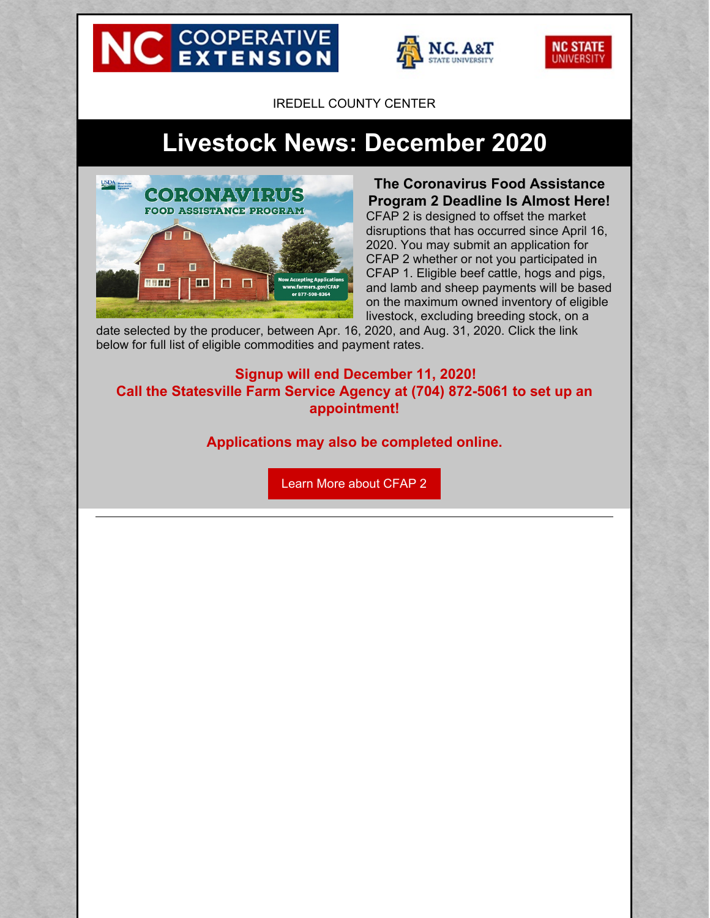IREDELL COUNTY CENTER

# Livestock News: December 2020

### The Coronavirus Food Assistance Program 2 Deadline Is Almost Here!

CFAP 2 is designed to offset the market disruptions that has occurred since April 16, 2020. You may submit an application for CFAP 2 whether or not you participated in CFAP 1. Eligible beef cattle, hogs and pigs, and lamb and sheep payments will be based on the maximum owned inventory of eligible livestock, excluding breeding stock, on a date selected by the producer, between Apr. 16, 2020, and Aug. 31, 2020. Click the link below for full list of eligible commodities and payment rates.

**Signup will end December 11, 2020!**
**Call the Statesville Farm Service Agency at (704) 872-5061 to set up an appointment!**

**Applications may also be completed online.**

Learn More about CFAP 2

---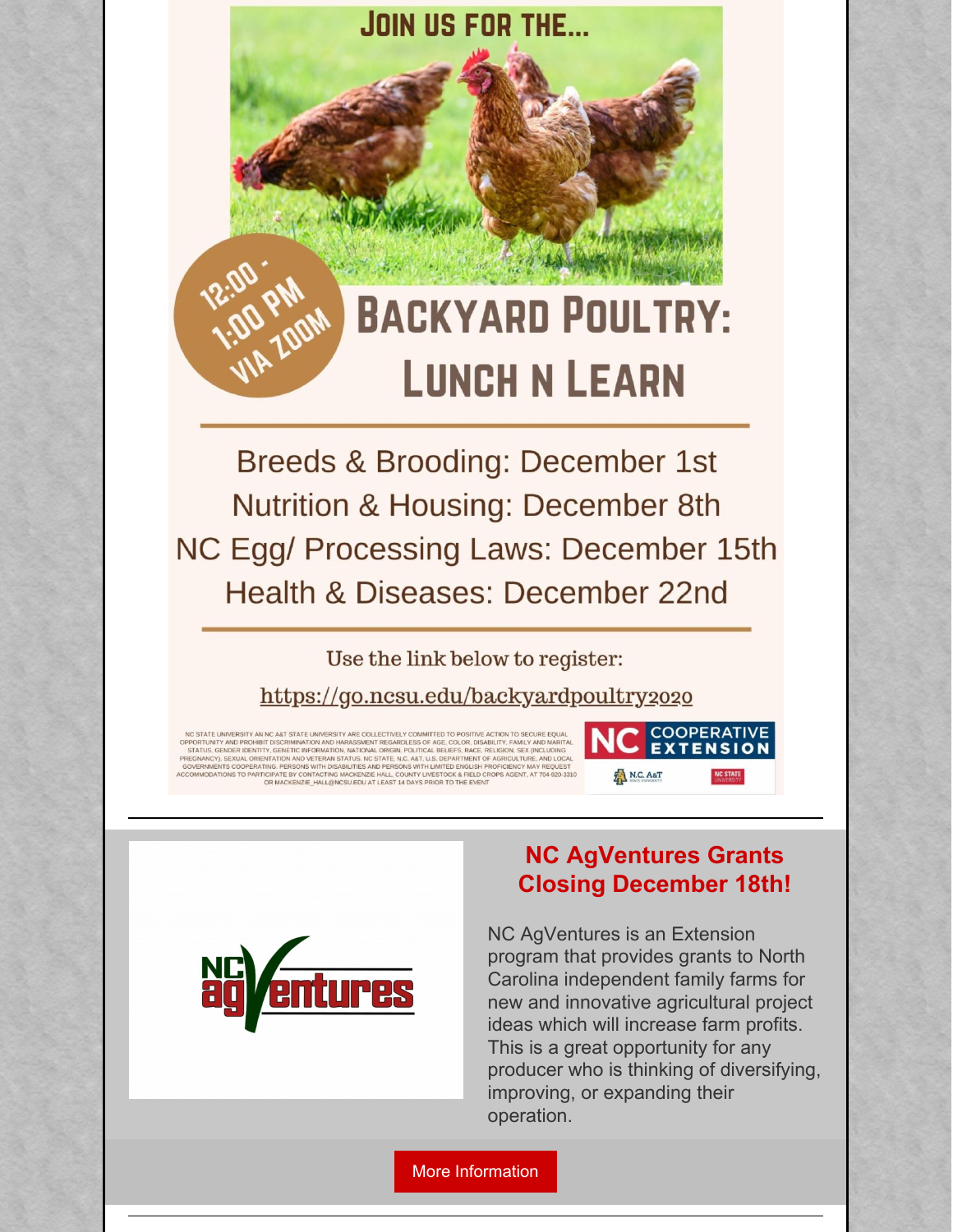JOIN US FOR THE...

12:00 - 1:00 PM VIA ZOOM

# BACKYARD POULTRY: LUNCH N LEARN

Breeds & Brooding: December 1st
Nutrition & Housing: December 8th
NC Egg/ Processing Laws: December 15th
Health & Diseases: December 22nd

Use the link below to register:

https://go.ncsu.edu/backyardpoultry2020

NC STATE UNIVERSITY AN NC A&T STATE UNIVERSITY ARE COLLECTIVELY COMMITTED TO POSITIVE ACTION TO SECURE EQUAL OPPORTUNITY AND PROHIBIT DISCRIMINATION AND HARASSMENT REGARDLESS OF AGE, COLOR, DISABILITY, FAMILY AND MARITAL STATUS, GENDER IDENTITY, GENETIC INFORMATION, NATIONAL ORIGIN, POLITICAL BELIEFS, RACE, RELIGION, SEX (INCLUDING PREGNANCY), SEXUAL ORIENTATION AND VETERAN STATUS. NC STATE, N.C. A&T, U.S. DEPARTMENT OF AGRICULTURE, AND LOCAL GOVERNMENTS COOPERATING. PERSONS WITH DISABILITIES AND PERSONS WITH LIMITED ENGLISH PROFICIENCY MAY REQUEST ACCOMMODATIONS TO PARTICIPATE BY CONTACTING MACKENZIE HALL, COUNTY LIVESTOCK & FIELD CROPS AGENT, AT 704-920-3310 OR MACKENZIE_HALL@NCSU.EDU AT LEAST 14 DAYS PRIOR TO THE EVENT

NC COOPERATIVE EXTENSION

N.C. A&T | NC STATE UNIVERSITY

---

## NC AgVentures Grants Closing December 18th!

NC AgVentures is an Extension program that provides grants to North Carolina independent family farms for new and innovative agricultural project ideas which will increase farm profits. This is a great opportunity for any producer who is thinking of diversifying, improving, or expanding their operation.

More Information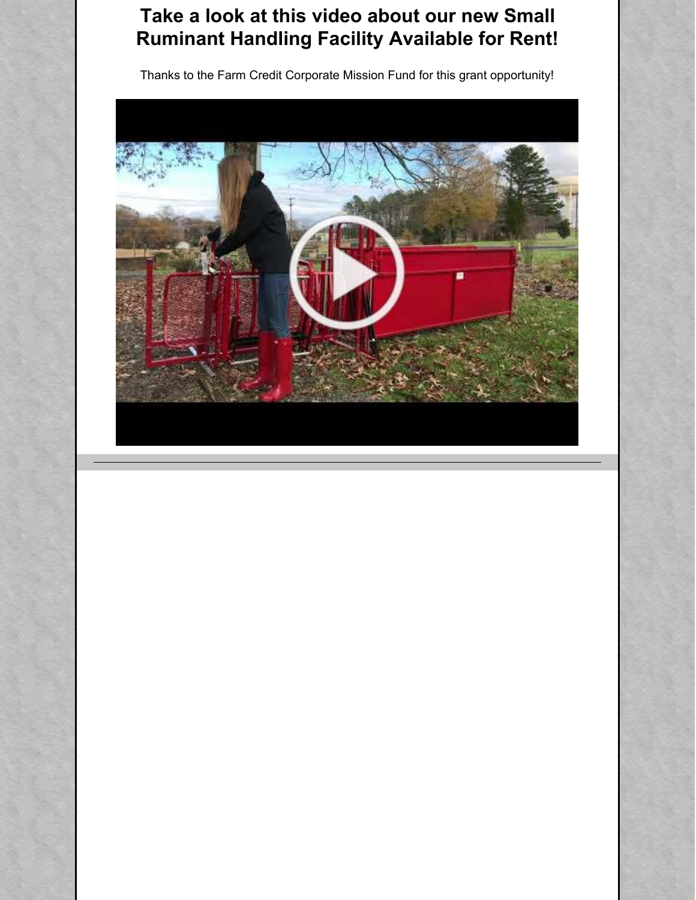## Take a look at this video about our new Small Ruminant Handling Facility Available for Rent!

Thanks to the Farm Credit Corporate Mission Fund for this grant opportunity!

---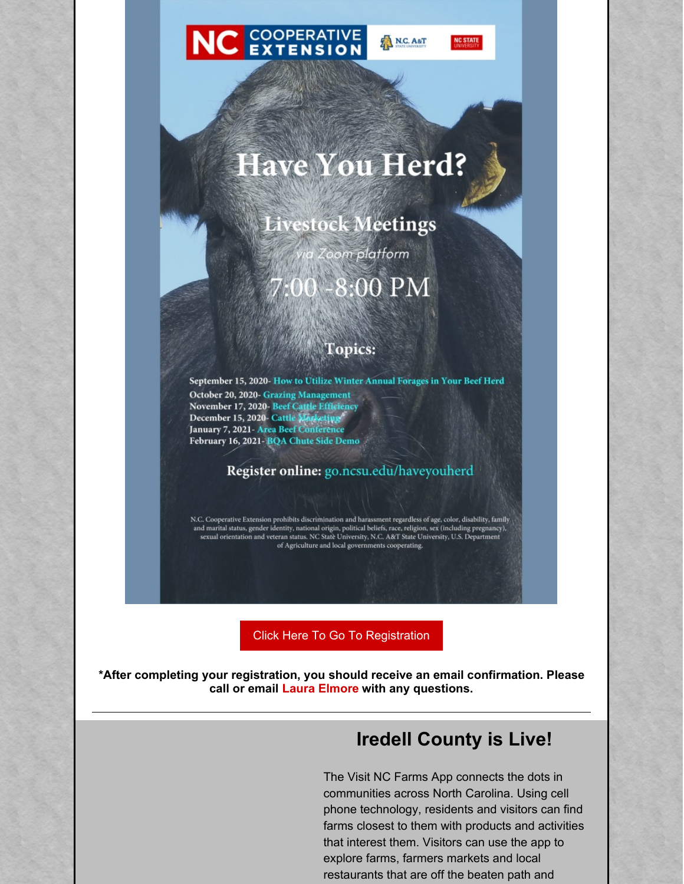NC COOPERATIVE EXTENSION | N.C. A&T STATE UNIVERSITY | NC STATE UNIVERSITY

# Have You Herd?

## Livestock Meetings

*via Zoom platform*

7:00 -8:00 PM

**Topics:**

- September 15, 2020- How to Utilize Winter Annual Forages in Your Beef Herd
- October 20, 2020- Grazing Management
- November 17, 2020- Beef Cattle Efficiency
- December 15, 2020- Cattle Marketing
- January 7, 2021- Area Beef Conference
- February 16, 2021- BQA Chute Side Demo

**Register online:** go.ncsu.edu/haveyouherd

N.C. Cooperative Extension prohibits discrimination and harassment regardless of age, color, disability, family and marital status, gender identity, national origin, political beliefs, race, religion, sex (including pregnancy), sexual orientation and veteran status. NC State University, N.C. A&T State University, U.S. Department of Agriculture and local governments cooperating.

Click Here To Go To Registration

**\*After completing your registration, you should receive an email confirmation. Please call or email Laura Elmore with any questions.**

---

## Iredell County is Live!

The Visit NC Farms App connects the dots in communities across North Carolina. Using cell phone technology, residents and visitors can find farms closest to them with products and activities that interest them. Visitors can use the app to explore farms, farmers markets and local restaurants that are off the beaten path and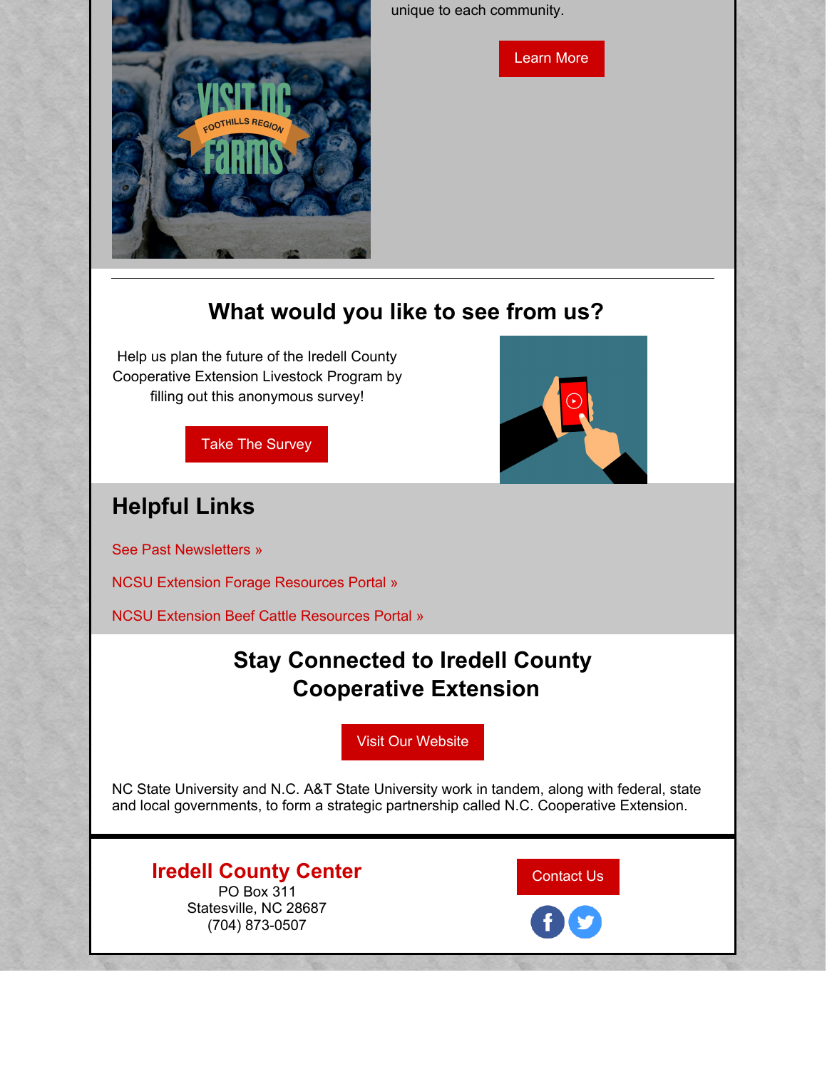unique to each community.

Learn More

---

## What would you like to see from us?

Help us plan the future of the Iredell County Cooperative Extension Livestock Program by filling out this anonymous survey!

Take The Survey

## Helpful Links

See Past Newsletters »

NCSU Extension Forage Resources Portal »

NCSU Extension Beef Cattle Resources Portal »

## Stay Connected to Iredell County Cooperative Extension

Visit Our Website

NC State University and N.C. A&T State University work in tandem, along with federal, state and local governments, to form a strategic partnership called N.C. Cooperative Extension.

---

**Iredell County Center**
PO Box 311
Statesville, NC 28687
(704) 873-0507

Contact Us